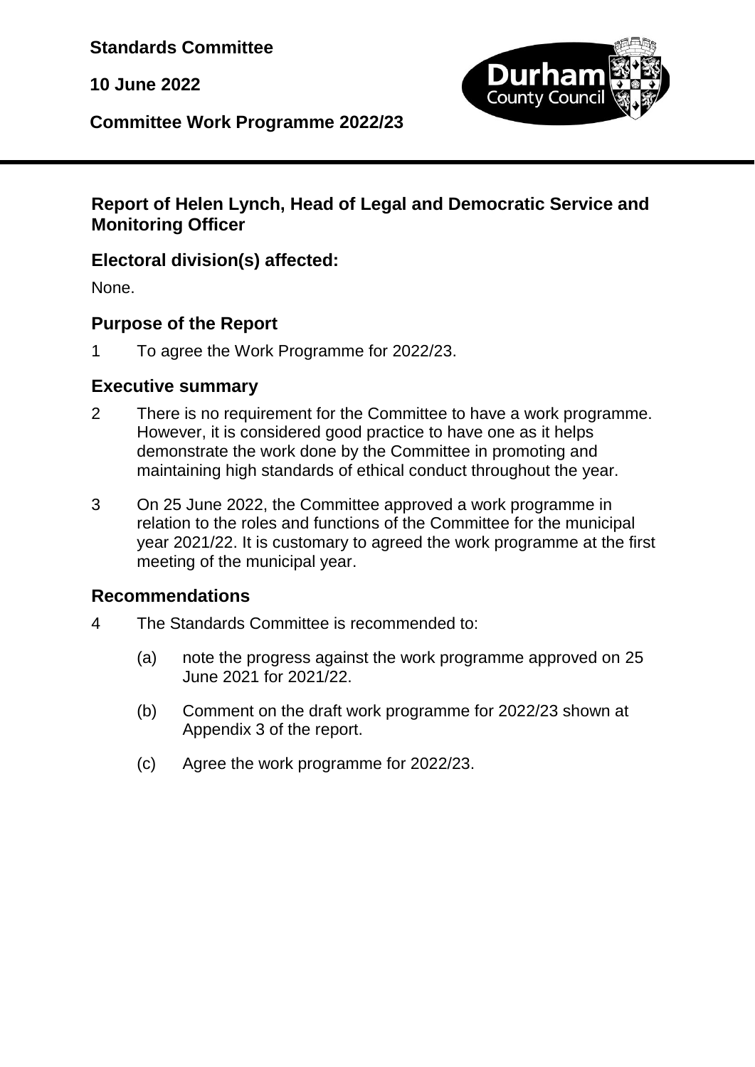**Standards Committee**

**10 June 2022**

**Committee Work Programme 2022/23**

## Report of Helen Lynch, Head of Legal and Democratic Service and Monitoring Officer

## Electoral division(s) affected:

None.

## Purpose of the Report

1 To agree the Work Programme for 2022/23.

## Executive summary

2 There is no requirement for the Committee to have a work programme. However, it is considered good practice to have one as it helps demonstrate the work done by the Committee in promoting and maintaining high standards of ethical conduct throughout the year.

3 On 25 June 2022, the Committee approved a work programme in relation to the roles and functions of the Committee for the municipal year 2021/22. It is customary to agreed the work programme at the first meeting of the municipal year.

## Recommendations

4 The Standards Committee is recommended to:

(a) note the progress against the work programme approved on 25 June 2021 for 2021/22.

(b) Comment on the draft work programme for 2022/23 shown at Appendix 3 of the report.

(c) Agree the work programme for 2022/23.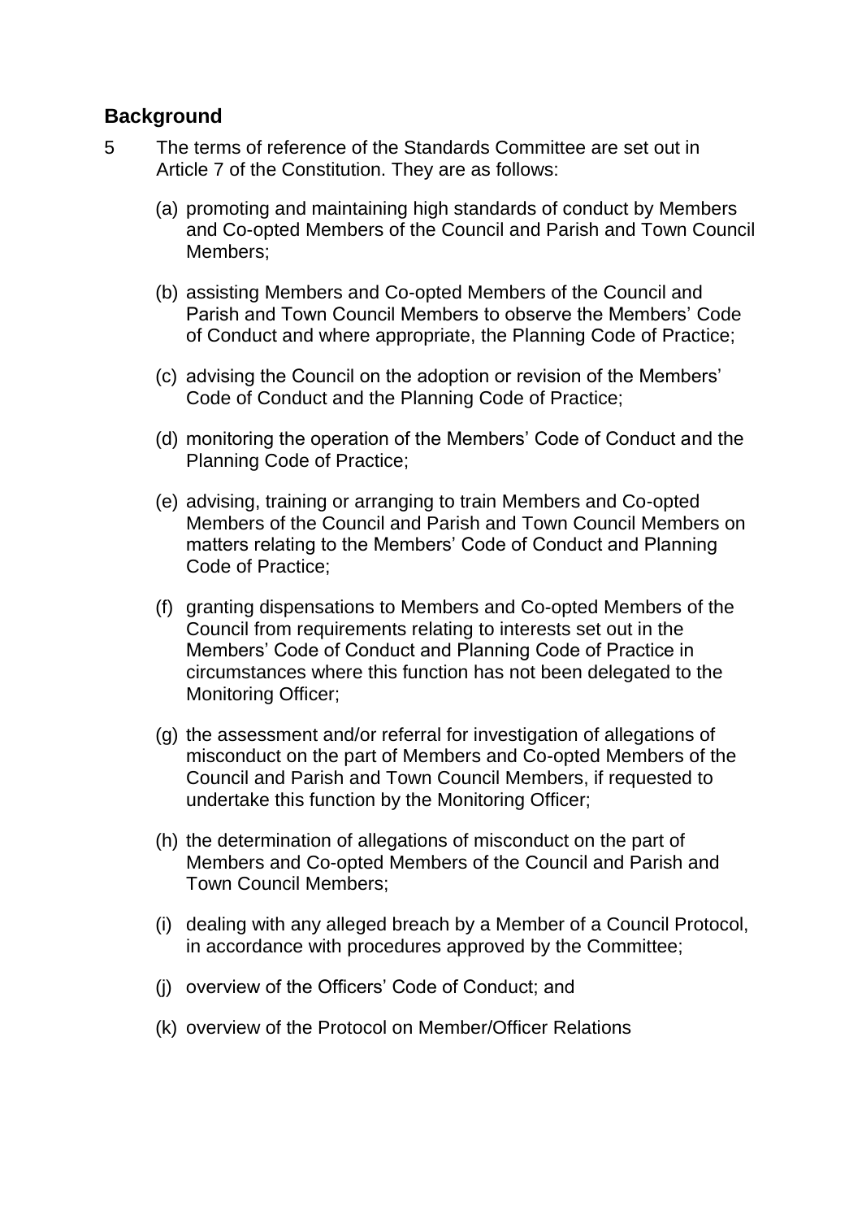## Background

5 The terms of reference of the Standards Committee are set out in Article 7 of the Constitution. They are as follows:

(a) promoting and maintaining high standards of conduct by Members and Co-opted Members of the Council and Parish and Town Council Members;

(b) assisting Members and Co-opted Members of the Council and Parish and Town Council Members to observe the Members' Code of Conduct and where appropriate, the Planning Code of Practice;

(c) advising the Council on the adoption or revision of the Members' Code of Conduct and the Planning Code of Practice;

(d) monitoring the operation of the Members' Code of Conduct and the Planning Code of Practice;

(e) advising, training or arranging to train Members and Co-opted Members of the Council and Parish and Town Council Members on matters relating to the Members' Code of Conduct and Planning Code of Practice;

(f) granting dispensations to Members and Co-opted Members of the Council from requirements relating to interests set out in the Members' Code of Conduct and Planning Code of Practice in circumstances where this function has not been delegated to the Monitoring Officer;

(g) the assessment and/or referral for investigation of allegations of misconduct on the part of Members and Co-opted Members of the Council and Parish and Town Council Members, if requested to undertake this function by the Monitoring Officer;

(h) the determination of allegations of misconduct on the part of Members and Co-opted Members of the Council and Parish and Town Council Members;

(i) dealing with any alleged breach by a Member of a Council Protocol, in accordance with procedures approved by the Committee;

(j) overview of the Officers' Code of Conduct; and

(k) overview of the Protocol on Member/Officer Relations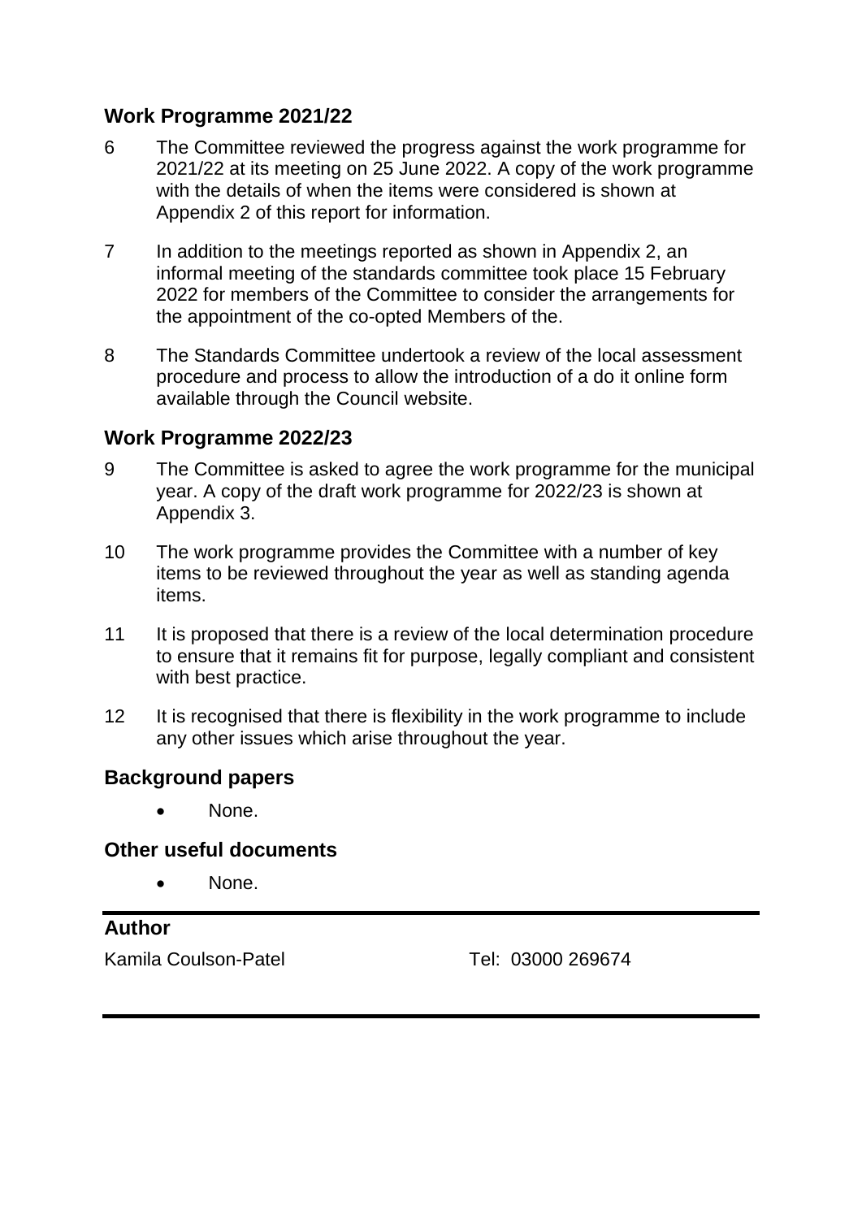## Work Programme 2021/22

6 The Committee reviewed the progress against the work programme for 2021/22 at its meeting on 25 June 2022. A copy of the work programme with the details of when the items were considered is shown at Appendix 2 of this report for information.

7 In addition to the meetings reported as shown in Appendix 2, an informal meeting of the standards committee took place 15 February 2022 for members of the Committee to consider the arrangements for the appointment of the co-opted Members of the.

8 The Standards Committee undertook a review of the local assessment procedure and process to allow the introduction of a do it online form available through the Council website.

## Work Programme 2022/23

9 The Committee is asked to agree the work programme for the municipal year. A copy of the draft work programme for 2022/23 is shown at Appendix 3.

10 The work programme provides the Committee with a number of key items to be reviewed throughout the year as well as standing agenda items.

11 It is proposed that there is a review of the local determination procedure to ensure that it remains fit for purpose, legally compliant and consistent with best practice.

12 It is recognised that there is flexibility in the work programme to include any other issues which arise throughout the year.

## Background papers

- None.

## Other useful documents

- None.

## Author

Kamila Coulson-Patel    Tel: 03000 269674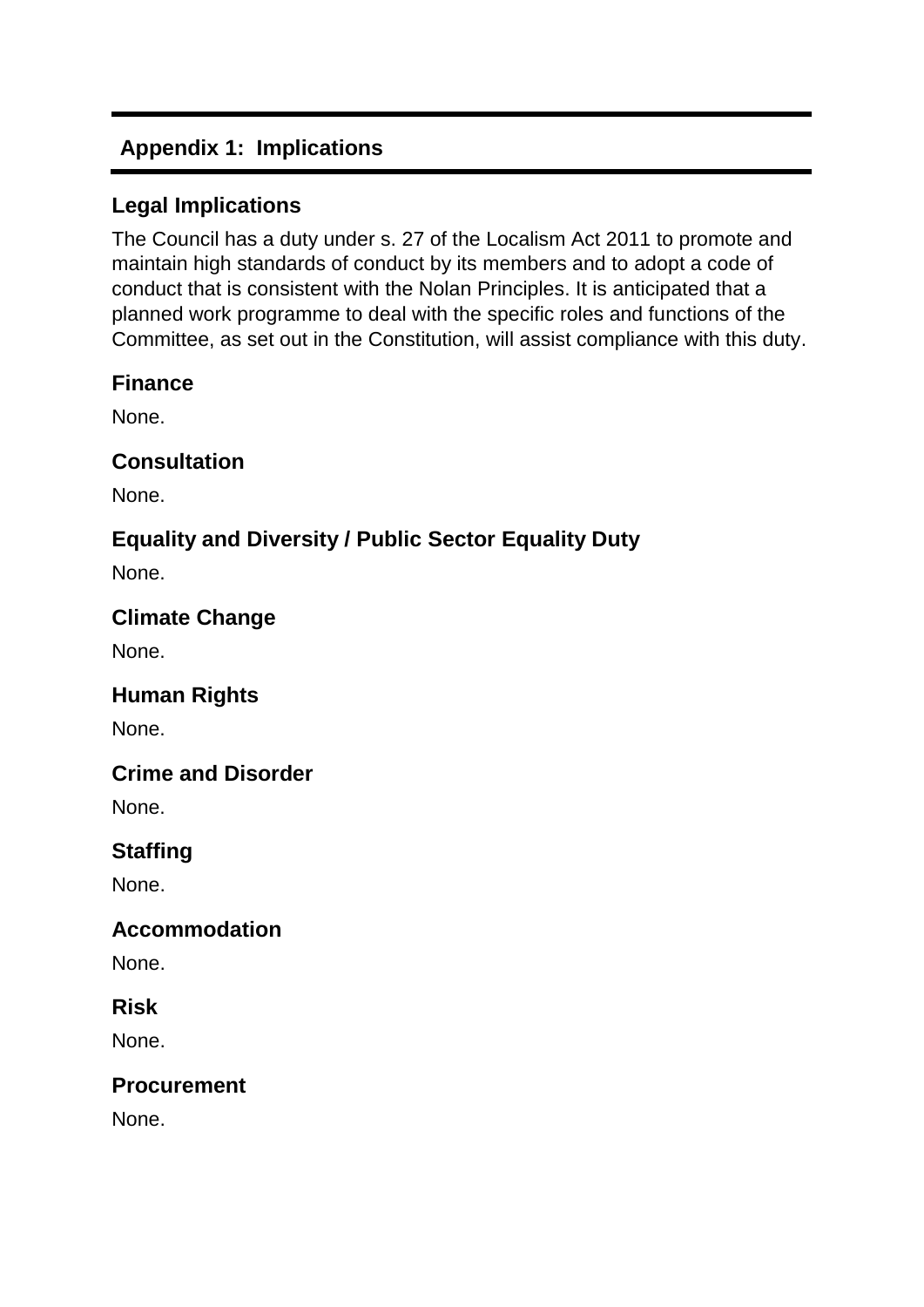## Appendix 1: Implications

### Legal Implications

The Council has a duty under s. 27 of the Localism Act 2011 to promote and maintain high standards of conduct by its members and to adopt a code of conduct that is consistent with the Nolan Principles. It is anticipated that a planned work programme to deal with the specific roles and functions of the Committee, as set out in the Constitution, will assist compliance with this duty.

### Finance

None.

### Consultation

None.

### Equality and Diversity / Public Sector Equality Duty

None.

### Climate Change

None.

### Human Rights

None.

### Crime and Disorder

None.

### Staffing

None.

### Accommodation

None.

### Risk

None.

### Procurement

None.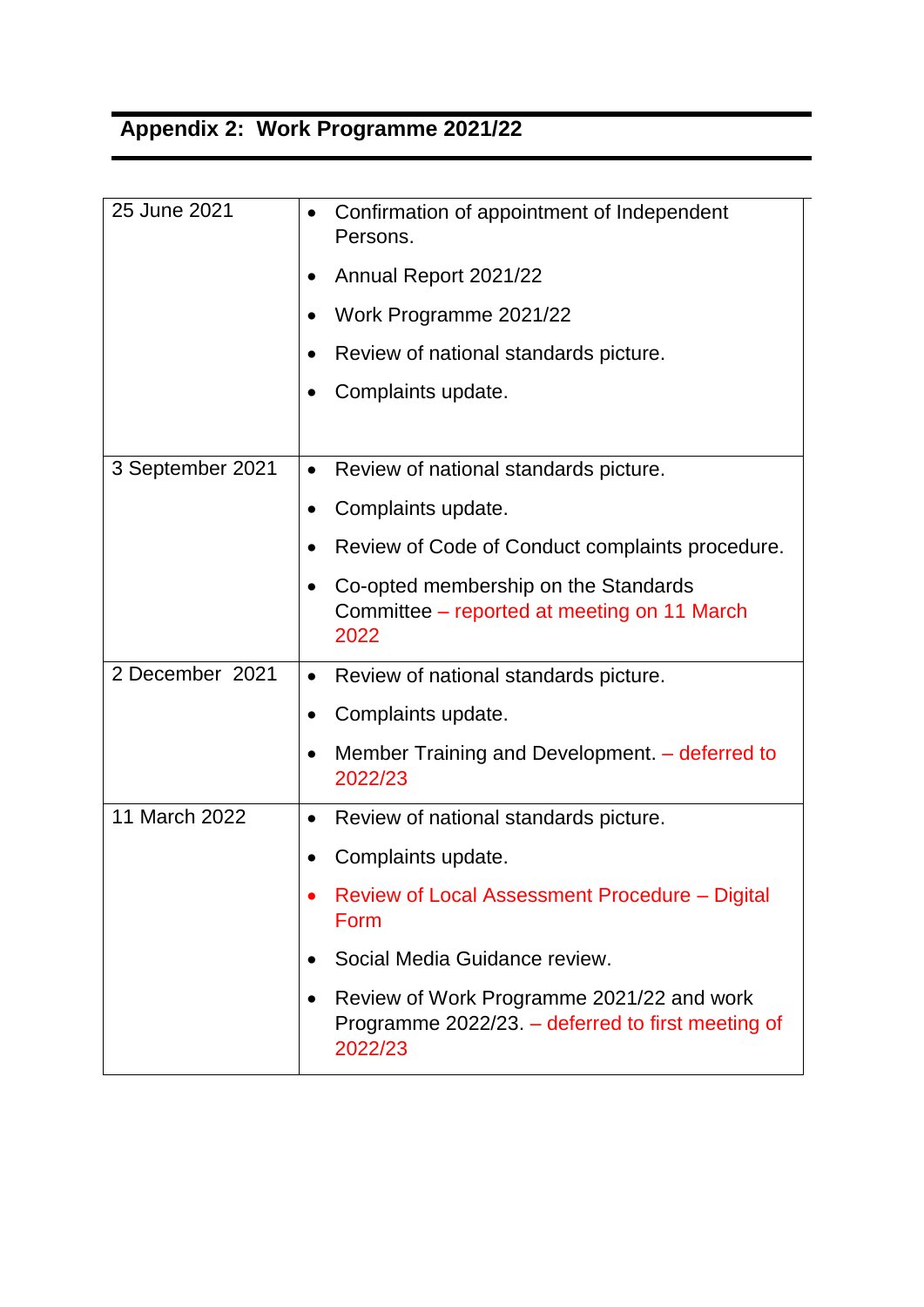## Appendix 2: Work Programme 2021/22

| Date | Items |
|---|---|
| 25 June 2021 | • Confirmation of appointment of Independent Persons.<br>• Annual Report 2021/22<br>• Work Programme 2021/22<br>• Review of national standards picture.<br>• Complaints update. |
| 3 September 2021 | • Review of national standards picture.<br>• Complaints update.<br>• Review of Code of Conduct complaints procedure.<br>• Co-opted membership on the Standards Committee – reported at meeting on 11 March 2022 |
| 2 December 2021 | • Review of national standards picture.<br>• Complaints update.<br>• Member Training and Development. – deferred to 2022/23 |
| 11 March 2022 | • Review of national standards picture.<br>• Complaints update.<br>• Review of Local Assessment Procedure – Digital Form<br>• Social Media Guidance review.<br>• Review of Work Programme 2021/22 and work Programme 2022/23. – deferred to first meeting of 2022/23 |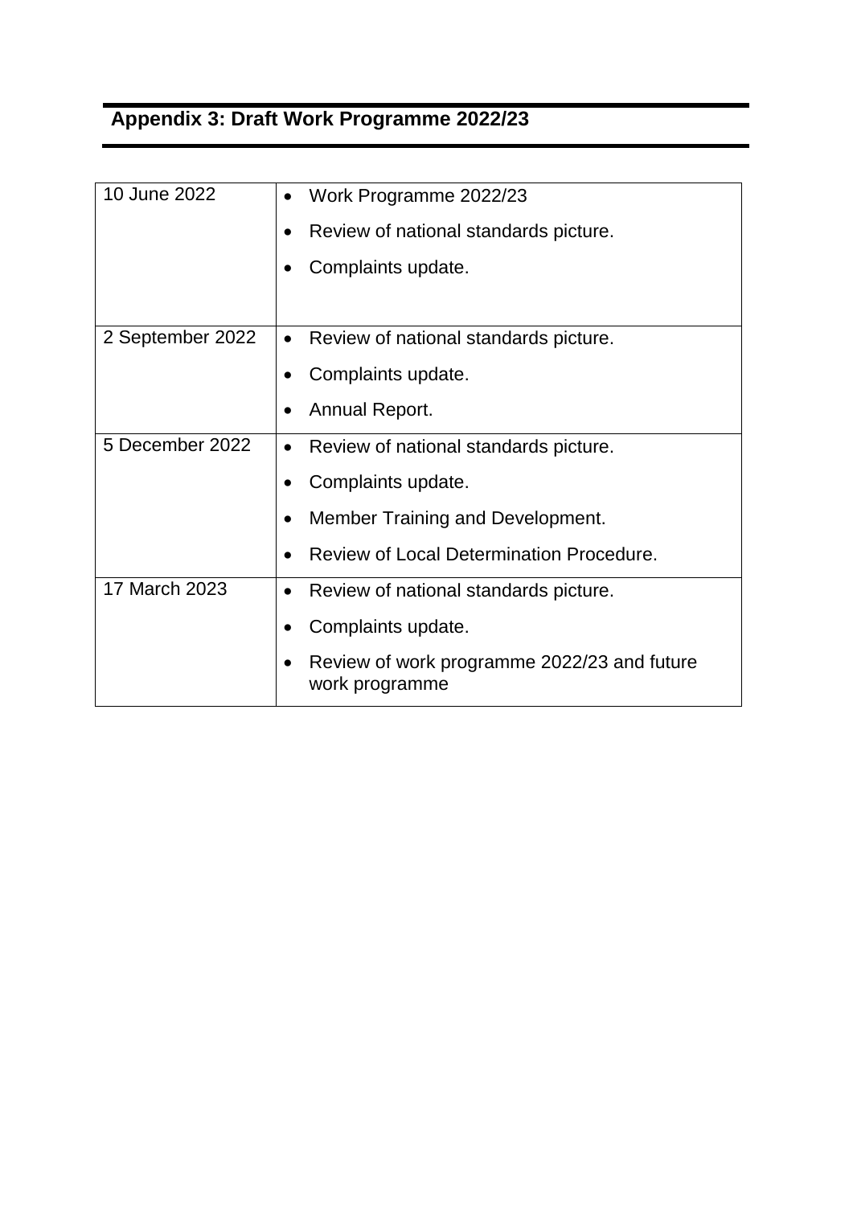## Appendix 3: Draft Work Programme 2022/23

| | |
|---|---|
| 10 June 2022 | • Work Programme 2022/23<br>• Review of national standards picture.<br>• Complaints update. |
| 2 September 2022 | • Review of national standards picture.<br>• Complaints update.<br>• Annual Report. |
| 5 December 2022 | • Review of national standards picture.<br>• Complaints update.<br>• Member Training and Development.<br>• Review of Local Determination Procedure. |
| 17 March 2023 | • Review of national standards picture.<br>• Complaints update.<br>• Review of work programme 2022/23 and future work programme |